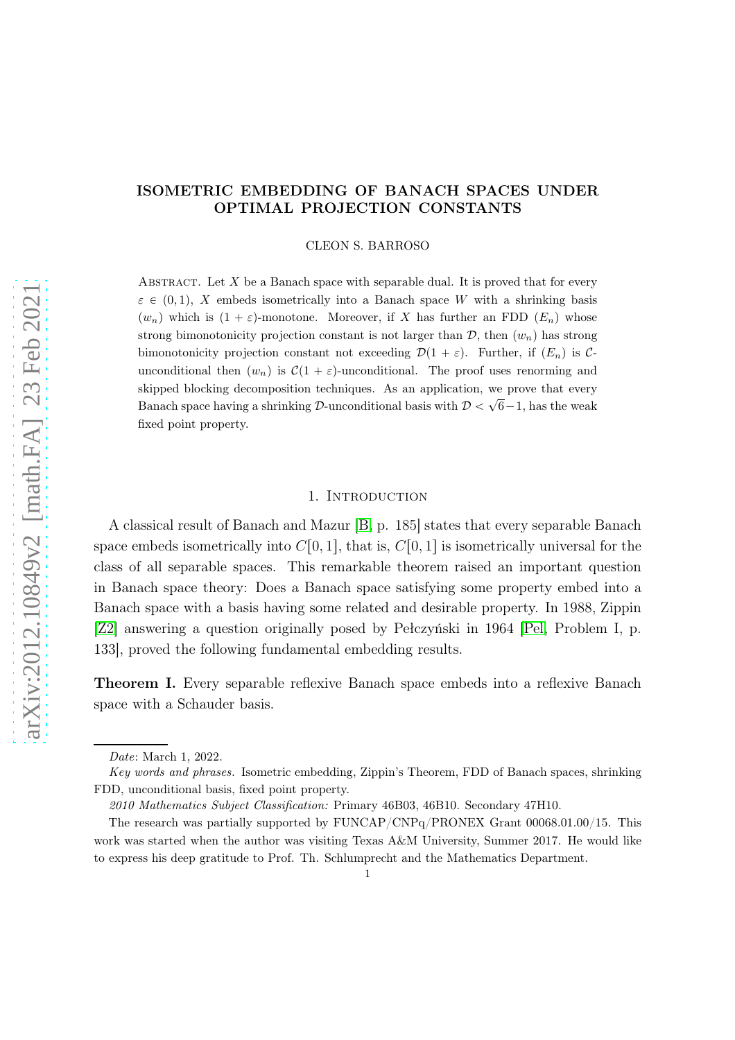# ISOMETRIC EMBEDDING OF BANACH SPACES UNDER OPTIMAL PROJECTION CONSTANTS

CLEON S. BARROSO

Abstract. Let $X$ be a Banach space with separable dual. It is proved that for every $\varepsilon \in (0,1)$, $X$ embeds isometrically into a Banach space $W$ with a shrinking basis $(w_n)$ which is $(1+\varepsilon)$-monotone. Moreover, if $X$ has further an FDD $(E_n)$ whose strong bimonotonicity projection constant is not larger than $\mathcal{D}$, then $(w_n)$ has strong bimonotonicity projection constant not exceeding $\mathcal{D}(1+\varepsilon)$. Further, if $(E_n)$ is $\mathcal{C}$-unconditional then $(w_n)$ is $\mathcal{C}(1+\varepsilon)$-unconditional. The proof uses renorming and skipped blocking decomposition techniques. As an application, we prove that every Banach space having a shrinking $\mathcal{D}$-unconditional basis with $\mathcal{D} < \sqrt{6}-1$, has the weak fixed point property.

## 1. Introduction

A classical result of Banach and Mazur [B, p. 185] states that every separable Banach space embeds isometrically into $C[0,1]$, that is, $C[0,1]$ is isometrically universal for the class of all separable spaces. This remarkable theorem raised an important question in Banach space theory: Does a Banach space satisfying some property embed into a Banach space with a basis having some related and desirable property. In 1988, Zippin [Z2] answering a question originally posed by Pełczyński in 1964 [Pel, Problem I, p. 133], proved the following fundamental embedding results.

**Theorem I.** Every separable reflexive Banach space embeds into a reflexive Banach space with a Schauder basis.

---

*Date*: March 1, 2022.

*Key words and phrases.* Isometric embedding, Zippin's Theorem, FDD of Banach spaces, shrinking FDD, unconditional basis, fixed point property.

*2010 Mathematics Subject Classification:* Primary 46B03, 46B10. Secondary 47H10.

The research was partially supported by FUNCAP/CNPq/PRONEX Grant 00068.01.00/15. This work was started when the author was visiting Texas A&M University, Summer 2017. He would like to express his deep gratitude to Prof. Th. Schlumprecht and the Mathematics Department.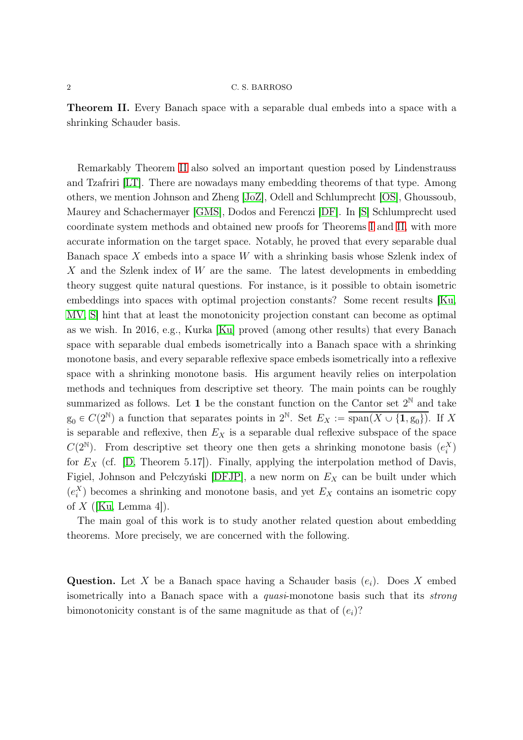**Theorem II.** Every Banach space with a separable dual embeds into a space with a shrinking Schauder basis.

Remarkably Theorem II also solved an important question posed by Lindenstrauss and Tzafriri [LT]. There are nowadays many embedding theorems of that type. Among others, we mention Johnson and Zheng [JoZ], Odell and Schlumprecht [OS], Ghoussoub, Maurey and Schachermayer [GMS], Dodos and Ferenczi [DF]. In [S] Schlumprecht used coordinate system methods and obtained new proofs for Theorems I and II, with more accurate information on the target space. Notably, he proved that every separable dual Banach space $X$ embeds into a space $W$ with a shrinking basis whose Szlenk index of $X$ and the Szlenk index of $W$ are the same. The latest developments in embedding theory suggest quite natural questions. For instance, is it possible to obtain isometric embeddings into spaces with optimal projection constants? Some recent results [Ku, MV, S] hint that at least the monotonicity projection constant can become as optimal as we wish. In 2016, e.g., Kurka [Ku] proved (among other results) that every Banach space with separable dual embeds isometrically into a Banach space with a shrinking monotone basis, and every separable reflexive space embeds isometrically into a reflexive space with a shrinking monotone basis. His argument heavily relies on interpolation methods and techniques from descriptive set theory. The main points can be roughly summarized as follows. Let $\mathbf{1}$ be the constant function on the Cantor set $2^{\mathbb{N}}$ and take $\mathrm{g}_0 \in C(2^{\mathbb{N}})$ a function that separates points in $2^{\mathbb{N}}$. Set $E_X := \overline{\mathrm{span}(X \cup \{\mathbf{1}, \mathrm{g}_0\})}$. If $X$ is separable and reflexive, then $E_X$ is a separable dual reflexive subspace of the space $C(2^{\mathbb{N}})$. From descriptive set theory one then gets a shrinking monotone basis $(e_i^X)$ for $E_X$ (cf. [D, Theorem 5.17]). Finally, applying the interpolation method of Davis, Figiel, Johnson and Pełczyński [DFJP], a new norm on $E_X$ can be built under which $(e_i^X)$ becomes a shrinking and monotone basis, and yet $E_X$ contains an isometric copy of $X$ ([Ku, Lemma 4]).

The main goal of this work is to study another related question about embedding theorems. More precisely, we are concerned with the following.

**Question.** Let $X$ be a Banach space having a Schauder basis $(e_i)$. Does $X$ embed isometrically into a Banach space with a *quasi*-monotone basis such that its *strong* bimonotonicity constant is of the same magnitude as that of $(e_i)$?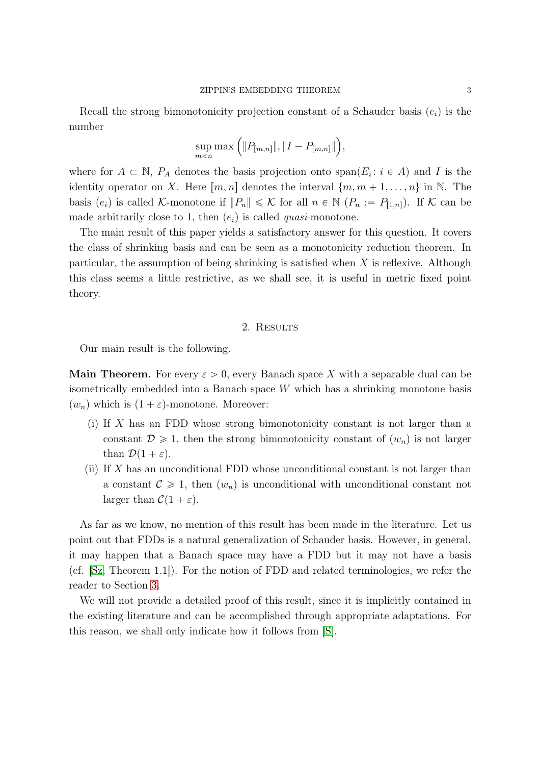Recall the strong bimonotonicity projection constant of a Schauder basis $(e_i)$ is the number

$$\sup_{m<n} \max\Big(\|P_{[m,n]}\|, \|I - P_{[m,n]}\|\Big),$$

where for $A \subset \mathbb{N}$, $P_A$ denotes the basis projection onto $\operatorname{span}(E_i \colon i \in A)$ and $I$ is the identity operator on $X$. Here $[m,n]$ denotes the interval $\{m, m+1, \ldots, n\}$ in $\mathbb{N}$. The basis $(e_i)$ is called $\mathcal{K}$-monotone if $\|P_n\| \leqslant \mathcal{K}$ for all $n \in \mathbb{N}$ ($P_n := P_{[1,n]}$). If $\mathcal{K}$ can be made arbitrarily close to 1, then $(e_i)$ is called *quasi*-monotone.

The main result of this paper yields a satisfactory answer for this question. It covers the class of shrinking basis and can be seen as a monotonicity reduction theorem. In particular, the assumption of being shrinking is satisfied when $X$ is reflexive. Although this class seems a little restrictive, as we shall see, it is useful in metric fixed point theory.

## 2. Results

Our main result is the following.

**Main Theorem.** For every $\varepsilon > 0$, every Banach space $X$ with a separable dual can be isometrically embedded into a Banach space $W$ which has a shrinking monotone basis $(w_n)$ which is $(1+\varepsilon)$-monotone. Moreover:

- (i) If $X$ has an FDD whose strong bimonotonicity constant is not larger than a constant $\mathcal{D} \geqslant 1$, then the strong bimonotonicity constant of $(w_n)$ is not larger than $\mathcal{D}(1+\varepsilon)$.
- (ii) If $X$ has an unconditional FDD whose unconditional constant is not larger than a constant $\mathcal{C} \geqslant 1$, then $(w_n)$ is unconditional with unconditional constant not larger than $\mathcal{C}(1+\varepsilon)$.

As far as we know, no mention of this result has been made in the literature. Let us point out that FDDs is a natural generalization of Schauder basis. However, in general, it may happen that a Banach space may have a FDD but it may not have a basis (cf. [Sz, Theorem 1.1]). For the notion of FDD and related terminologies, we refer the reader to Section 3.

We will not provide a detailed proof of this result, since it is implicitly contained in the existing literature and can be accomplished through appropriate adaptations. For this reason, we shall only indicate how it follows from [S].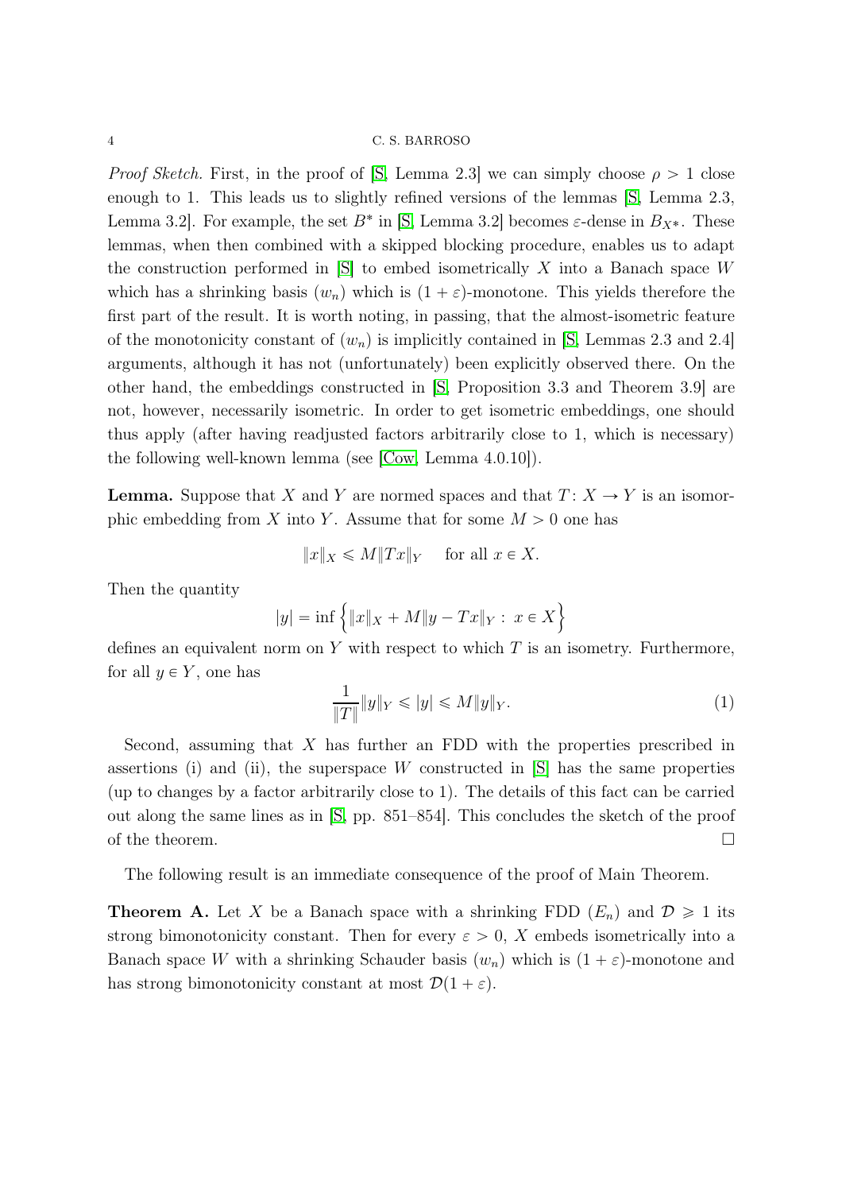*Proof Sketch.* First, in the proof of [S, Lemma 2.3] we can simply choose $\rho > 1$ close enough to 1. This leads us to slightly refined versions of the lemmas [S, Lemma 2.3, Lemma 3.2]. For example, the set $B^*$ in [S, Lemma 3.2] becomes $\varepsilon$-dense in $B_{X^*}$. These lemmas, when then combined with a skipped blocking procedure, enables us to adapt the construction performed in [S] to embed isometrically $X$ into a Banach space $W$ which has a shrinking basis $(w_n)$ which is $(1+\varepsilon)$-monotone. This yields therefore the first part of the result. It is worth noting, in passing, that the almost-isometric feature of the monotonicity constant of $(w_n)$ is implicitly contained in [S, Lemmas 2.3 and 2.4] arguments, although it has not (unfortunately) been explicitly observed there. On the other hand, the embeddings constructed in [S, Proposition 3.3 and Theorem 3.9] are not, however, necessarily isometric. In order to get isometric embeddings, one should thus apply (after having readjusted factors arbitrarily close to 1, which is necessary) the following well-known lemma (see [Cow, Lemma 4.0.10]).

**Lemma.** Suppose that $X$ and $Y$ are normed spaces and that $T\colon X \to Y$ is an isomorphic embedding from $X$ into $Y$. Assume that for some $M > 0$ one has

$$\|x\|_X \leqslant M\|Tx\|_Y \quad \text{ for all } x \in X.$$

Then the quantity

$$|y| = \inf\Big\{\|x\|_X + M\|y - Tx\|_Y : \, x \in X\Big\}$$

defines an equivalent norm on $Y$ with respect to which $T$ is an isometry. Furthermore, for all $y \in Y$, one has

$$\frac{1}{\|T\|}\|y\|_Y \leqslant |y| \leqslant M\|y\|_Y. \tag{1}$$

Second, assuming that $X$ has further an FDD with the properties prescribed in assertions (i) and (ii), the superspace $W$ constructed in [S] has the same properties (up to changes by a factor arbitrarily close to 1). The details of this fact can be carried out along the same lines as in [S, pp. 851–854]. This concludes the sketch of the proof of the theorem. □

The following result is an immediate consequence of the proof of Main Theorem.

**Theorem A.** Let $X$ be a Banach space with a shrinking FDD $(E_n)$ and $\mathcal{D} \geqslant 1$ its strong bimonotonicity constant. Then for every $\varepsilon > 0$, $X$ embeds isometrically into a Banach space $W$ with a shrinking Schauder basis $(w_n)$ which is $(1+\varepsilon)$-monotone and has strong bimonotonicity constant at most $\mathcal{D}(1+\varepsilon)$.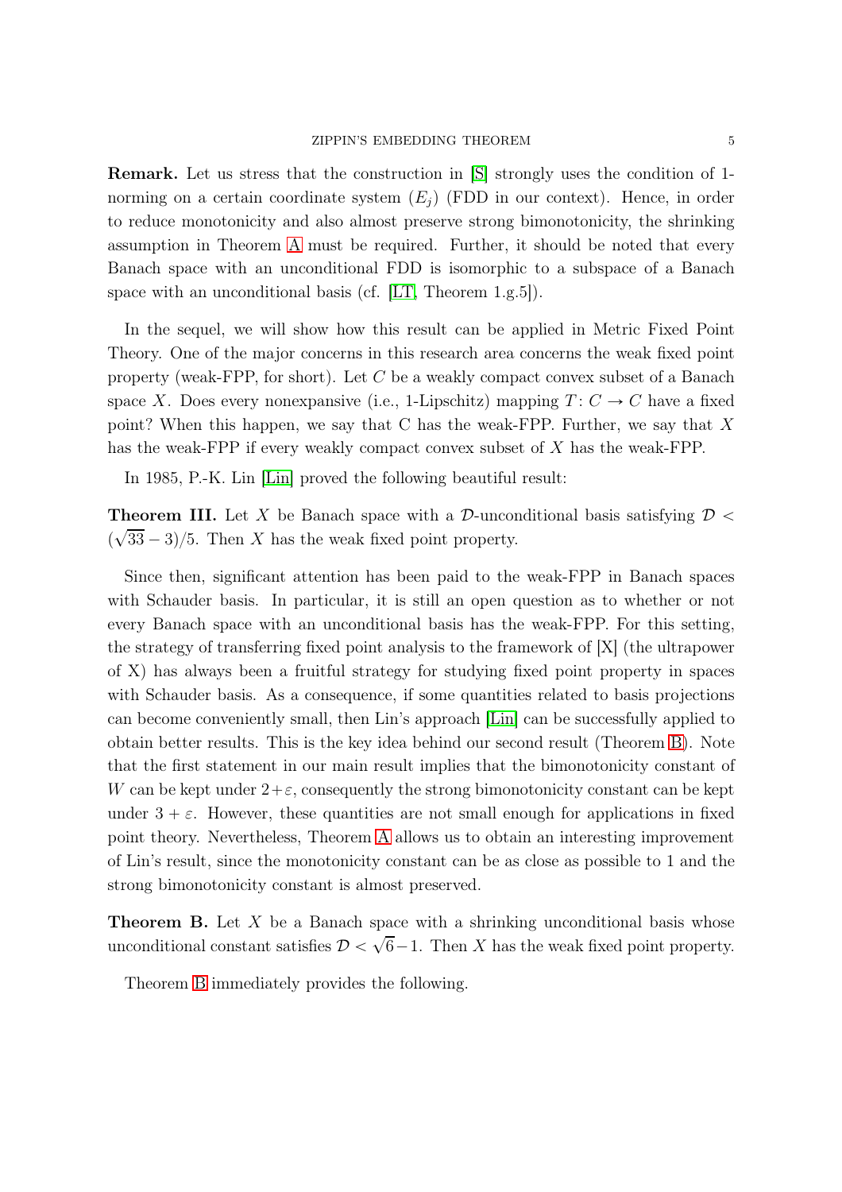**Remark.** Let us stress that the construction in [S] strongly uses the condition of 1-norming on a certain coordinate system $(E_j)$ (FDD in our context). Hence, in order to reduce monotonicity and also almost preserve strong bimonotonicity, the shrinking assumption in Theorem A must be required. Further, it should be noted that every Banach space with an unconditional FDD is isomorphic to a subspace of a Banach space with an unconditional basis (cf. [LT, Theorem 1.g.5]).

In the sequel, we will show how this result can be applied in Metric Fixed Point Theory. One of the major concerns in this research area concerns the weak fixed point property (weak-FPP, for short). Let $C$ be a weakly compact convex subset of a Banach space $X$. Does every nonexpansive (i.e., 1-Lipschitz) mapping $T\colon C \to C$ have a fixed point? When this happen, we say that C has the weak-FPP. Further, we say that $X$ has the weak-FPP if every weakly compact convex subset of $X$ has the weak-FPP.

In 1985, P.-K. Lin [Lin] proved the following beautiful result:

**Theorem III.** Let $X$ be Banach space with a $\mathcal{D}$-unconditional basis satisfying $\mathcal{D} < (\sqrt{33} - 3)/5$. Then $X$ has the weak fixed point property.

Since then, significant attention has been paid to the weak-FPP in Banach spaces with Schauder basis. In particular, it is still an open question as to whether or not every Banach space with an unconditional basis has the weak-FPP. For this setting, the strategy of transferring fixed point analysis to the framework of [X] (the ultrapower of X) has always been a fruitful strategy for studying fixed point property in spaces with Schauder basis. As a consequence, if some quantities related to basis projections can become conveniently small, then Lin's approach [Lin] can be successfully applied to obtain better results. This is the key idea behind our second result (Theorem B). Note that the first statement in our main result implies that the bimonotonicity constant of $W$ can be kept under $2+\varepsilon$, consequently the strong bimonotonicity constant can be kept under $3 + \varepsilon$. However, these quantities are not small enough for applications in fixed point theory. Nevertheless, Theorem A allows us to obtain an interesting improvement of Lin's result, since the monotonicity constant can be as close as possible to 1 and the strong bimonotonicity constant is almost preserved.

**Theorem B.** Let $X$ be a Banach space with a shrinking unconditional basis whose unconditional constant satisfies $\mathcal{D} < \sqrt{6}-1$. Then $X$ has the weak fixed point property.

Theorem B immediately provides the following.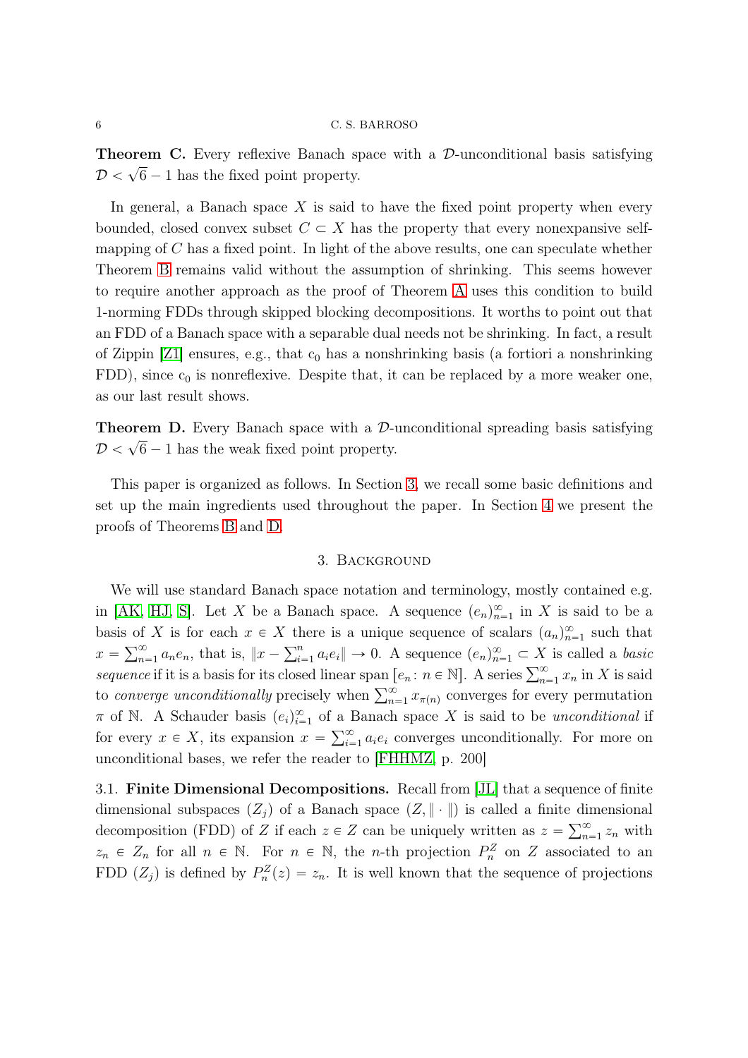**Theorem C.** Every reflexive Banach space with a $\mathcal{D}$-unconditional basis satisfying $\mathcal{D} < \sqrt{6} - 1$ has the fixed point property.

In general, a Banach space $X$ is said to have the fixed point property when every bounded, closed convex subset $C \subset X$ has the property that every nonexpansive self-mapping of $C$ has a fixed point. In light of the above results, one can speculate whether Theorem B remains valid without the assumption of shrinking. This seems however to require another approach as the proof of Theorem A uses this condition to build 1-norming FDDs through skipped blocking decompositions. It worths to point out that an FDD of a Banach space with a separable dual needs not be shrinking. In fact, a result of Zippin [Z1] ensures, e.g., that $c_0$ has a nonshrinking basis (a fortiori a nonshrinking FDD), since $c_0$ is nonreflexive. Despite that, it can be replaced by a more weaker one, as our last result shows.

**Theorem D.** Every Banach space with a $\mathcal{D}$-unconditional spreading basis satisfying $\mathcal{D} < \sqrt{6} - 1$ has the weak fixed point property.

This paper is organized as follows. In Section 3, we recall some basic definitions and set up the main ingredients used throughout the paper. In Section 4 we present the proofs of Theorems B and D.

## 3. Background

We will use standard Banach space notation and terminology, mostly contained e.g. in [AK, HJ, S]. Let $X$ be a Banach space. A sequence $(e_n)_{n=1}^\infty$ in $X$ is said to be a basis of $X$ is for each $x \in X$ there is a unique sequence of scalars $(a_n)_{n=1}^\infty$ such that $x = \sum_{n=1}^\infty a_n e_n$, that is, $\|x - \sum_{i=1}^n a_i e_i\| \to 0$. A sequence $(e_n)_{n=1}^\infty \subset X$ is called a *basic sequence* if it is a basis for its closed linear span $[e_n \colon n \in \mathbb{N}]$. A series $\sum_{n=1}^\infty x_n$ in $X$ is said to *converge unconditionally* precisely when $\sum_{n=1}^\infty x_{\pi(n)}$ converges for every permutation $\pi$ of $\mathbb{N}$. A Schauder basis $(e_i)_{i=1}^\infty$ of a Banach space $X$ is said to be *unconditional* if for every $x \in X$, its expansion $x = \sum_{i=1}^\infty a_i e_i$ converges unconditionally. For more on unconditional bases, we refer the reader to [FHHMZ, p. 200]

3.1. **Finite Dimensional Decompositions.** Recall from [JL] that a sequence of finite dimensional subspaces $(Z_j)$ of a Banach space $(Z, \|\cdot\|)$ is called a finite dimensional decomposition (FDD) of $Z$ if each $z \in Z$ can be uniquely written as $z = \sum_{n=1}^\infty z_n$ with $z_n \in Z_n$ for all $n \in \mathbb{N}$. For $n \in \mathbb{N}$, the $n$-th projection $P_n^Z$ on $Z$ associated to an FDD $(Z_j)$ is defined by $P_n^Z(z) = z_n$. It is well known that the sequence of projections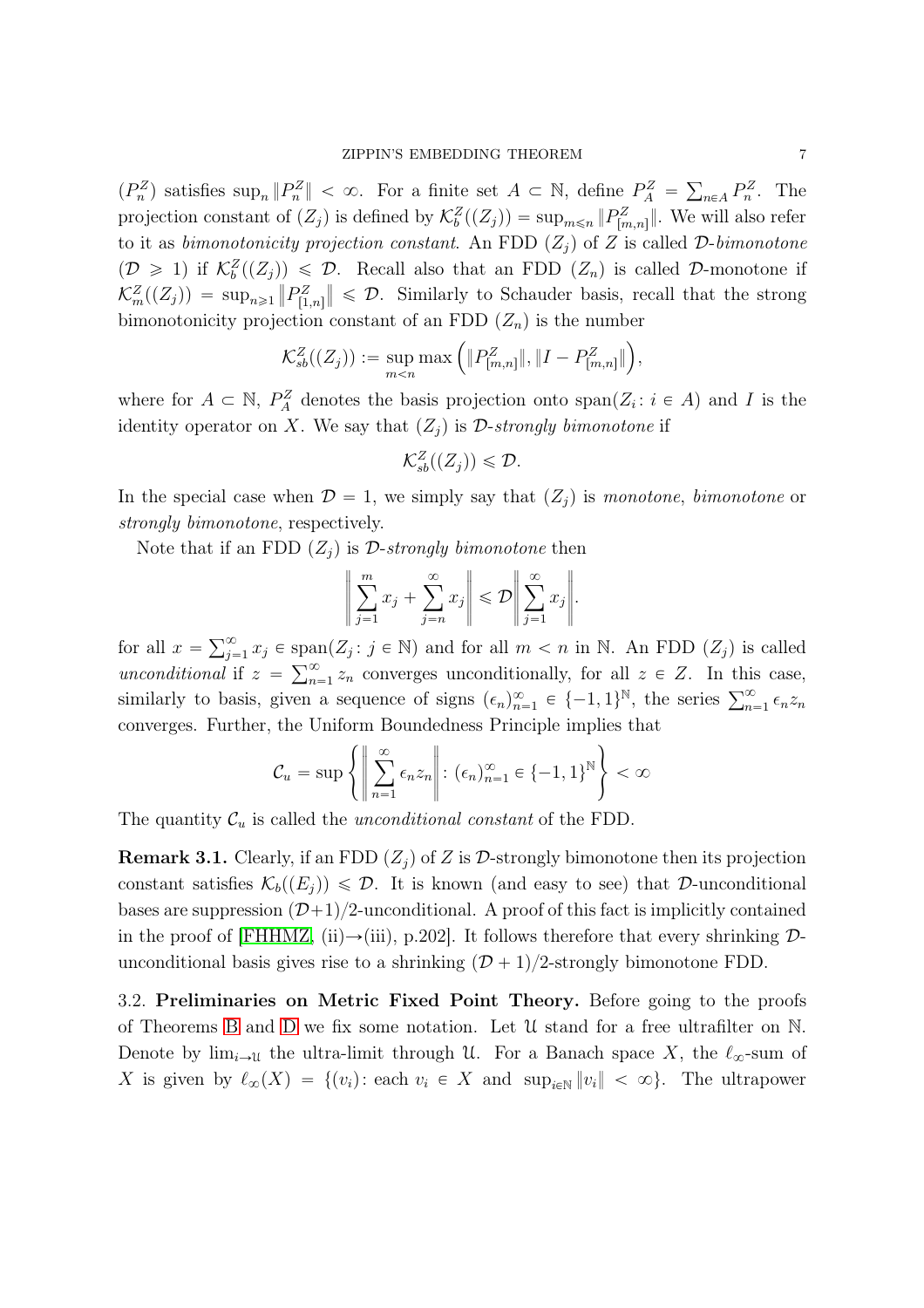$(P_n^Z)$ satisfies $\sup_n \|P_n^Z\| < \infty$. For a finite set $A \subset \mathbb{N}$, define $P_A^Z = \sum_{n \in A} P_n^Z$. The projection constant of $(Z_j)$ is defined by $\mathcal{K}_b^Z((Z_j)) = \sup_{m \leqslant n} \|P_{[m,n]}^Z\|$. We will also refer to it as *bimonotonicity projection constant*. An FDD $(Z_j)$ of $Z$ is called *$\mathcal{D}$-bimonotone* ($\mathcal{D} \geqslant 1$) if $\mathcal{K}_b^Z((Z_j)) \leqslant \mathcal{D}$. Recall also that an FDD $(Z_n)$ is called $\mathcal{D}$-monotone if $\mathcal{K}_m^Z((Z_j)) = \sup_{n \geqslant 1} \|P_{[1,n]}^Z\| \leqslant \mathcal{D}$. Similarly to Schauder basis, recall that the strong bimonotonicity projection constant of an FDD $(Z_n)$ is the number

$$\mathcal{K}_{sb}^Z((Z_j)) := \sup_{m<n} \max\left(\|P_{[m,n]}^Z\|, \|I - P_{[m,n]}^Z\|\right),$$

where for $A \subset \mathbb{N}$, $P_A^Z$ denotes the basis projection onto $\operatorname{span}(Z_i : i \in A)$ and $I$ is the identity operator on $X$. We say that $(Z_j)$ is *$\mathcal{D}$-strongly bimonotone* if

$$\mathcal{K}_{sb}^Z((Z_j)) \leqslant \mathcal{D}.$$

In the special case when $\mathcal{D} = 1$, we simply say that $(Z_j)$ is *monotone*, *bimonotone* or *strongly bimonotone*, respectively.

Note that if an FDD $(Z_j)$ is *$\mathcal{D}$-strongly bimonotone* then

$$\left\| \sum_{j=1}^{m} x_j + \sum_{j=n}^{\infty} x_j \right\| \leqslant \mathcal{D} \left\| \sum_{j=1}^{\infty} x_j \right\|.$$

for all $x = \sum_{j=1}^{\infty} x_j \in \operatorname{span}(Z_j : j \in \mathbb{N})$ and for all $m < n$ in $\mathbb{N}$. An FDD $(Z_j)$ is called *unconditional* if $z = \sum_{n=1}^{\infty} z_n$ converges unconditionally, for all $z \in Z$. In this case, similarly to basis, given a sequence of signs $(\epsilon_n)_{n=1}^{\infty} \in \{-1, 1\}^{\mathbb{N}}$, the series $\sum_{n=1}^{\infty} \epsilon_n z_n$ converges. Further, the Uniform Boundedness Principle implies that

$$\mathcal{C}_u = \sup\left\{ \left\| \sum_{n=1}^{\infty} \epsilon_n z_n \right\| : (\epsilon_n)_{n=1}^{\infty} \in \{-1, 1\}^{\mathbb{N}} \right\} < \infty$$

The quantity $\mathcal{C}_u$ is called the *unconditional constant* of the FDD.

**Remark 3.1.** Clearly, if an FDD $(Z_j)$ of $Z$ is $\mathcal{D}$-strongly bimonotone then its projection constant satisfies $\mathcal{K}_b((E_j)) \leqslant \mathcal{D}$. It is known (and easy to see) that $\mathcal{D}$-unconditional bases are suppression $(\mathcal{D}+1)/2$-unconditional. A proof of this fact is implicitly contained in the proof of [FHHMZ, (ii)→(iii), p.202]. It follows therefore that every shrinking $\mathcal{D}$-unconditional basis gives rise to a shrinking $(\mathcal{D}+1)/2$-strongly bimonotone FDD.

3.2. **Preliminaries on Metric Fixed Point Theory.** Before going to the proofs of Theorems B and D we fix some notation. Let $\mathfrak{U}$ stand for a free ultrafilter on $\mathbb{N}$. Denote by $\lim_{i \to \mathfrak{U}}$ the ultra-limit through $\mathfrak{U}$. For a Banach space $X$, the $\ell_\infty$-sum of $X$ is given by $\ell_\infty(X) = \{(v_i) : \text{each } v_i \in X \text{ and } \sup_{i \in \mathbb{N}} \|v_i\| < \infty\}$. The ultrapower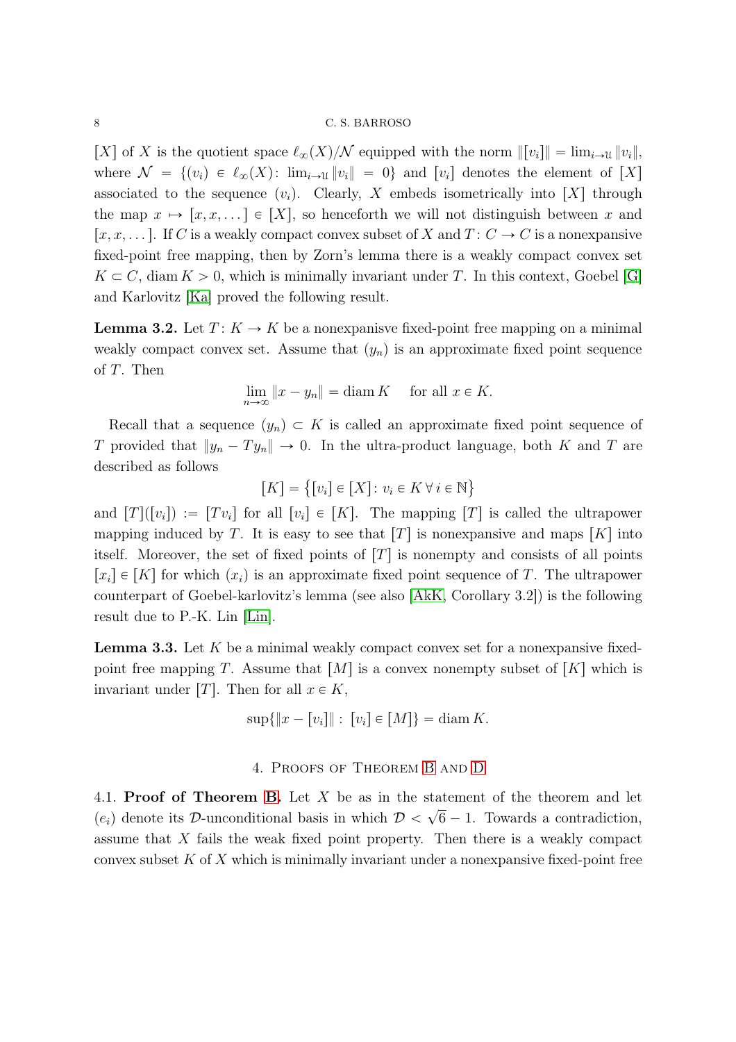$[X]$ of $X$ is the quotient space $\ell_\infty(X)/\mathcal{N}$ equipped with the norm $\|[v_i]\| = \lim_{i\to\mathfrak{U}} \|v_i\|$, where $\mathcal{N} = \{(v_i) \in \ell_\infty(X) : \lim_{i\to\mathfrak{U}} \|v_i\| = 0\}$ and $[v_i]$ denotes the element of $[X]$ associated to the sequence $(v_i)$. Clearly, $X$ embeds isometrically into $[X]$ through the map $x \mapsto [x, x, \dots] \in [X]$, so henceforth we will not distinguish between $x$ and $[x, x, \dots]$. If $C$ is a weakly compact convex subset of $X$ and $T: C \to C$ is a nonexpansive fixed-point free mapping, then by Zorn's lemma there is a weakly compact convex set $K \subset C$, $\operatorname{diam} K > 0$, which is minimally invariant under $T$. In this context, Goebel [G] and Karlovitz [Ka] proved the following result.

**Lemma 3.2.** *Let $T: K \to K$ be a nonexpanisve fixed-point free mapping on a minimal weakly compact convex set. Assume that $(y_n)$ is an approximate fixed point sequence of $T$. Then*

$$\lim_{n\to\infty} \|x - y_n\| = \operatorname{diam} K \quad \text{for all } x \in K.$$

Recall that a sequence $(y_n) \subset K$ is called an approximate fixed point sequence of $T$ provided that $\|y_n - Ty_n\| \to 0$. In the ultra-product language, both $K$ and $T$ are described as follows

$$[K] = \big\{[v_i] \in [X] : v_i \in K \,\forall\, i \in \mathbb{N}\big\}$$

and $[T]([v_i]) := [Tv_i]$ for all $[v_i] \in [K]$. The mapping $[T]$ is called the ultrapower mapping induced by $T$. It is easy to see that $[T]$ is nonexpansive and maps $[K]$ into itself. Moreover, the set of fixed points of $[T]$ is nonempty and consists of all points $[x_i] \in [K]$ for which $(x_i)$ is an approximate fixed point sequence of $T$. The ultrapower counterpart of Goebel-karlovitz's lemma (see also [AkK, Corollary 3.2]) is the following result due to P.-K. Lin [Lin].

**Lemma 3.3.** *Let $K$ be a minimal weakly compact convex set for a nonexpansive fixed-point free mapping $T$. Assume that $[M]$ is a convex nonempty subset of $[K]$ which is invariant under $[T]$. Then for all $x \in K$,*

$$\sup\{\|x - [v_i]\| : [v_i] \in [M]\} = \operatorname{diam} K.$$

## 4. Proofs of Theorem B and D

4.1. **Proof of Theorem B.** Let $X$ be as in the statement of the theorem and let $(e_i)$ denote its $\mathcal{D}$-unconditional basis in which $\mathcal{D} < \sqrt{6} - 1$. Towards a contradiction, assume that $X$ fails the weak fixed point property. Then there is a weakly compact convex subset $K$ of $X$ which is minimally invariant under a nonexpansive fixed-point free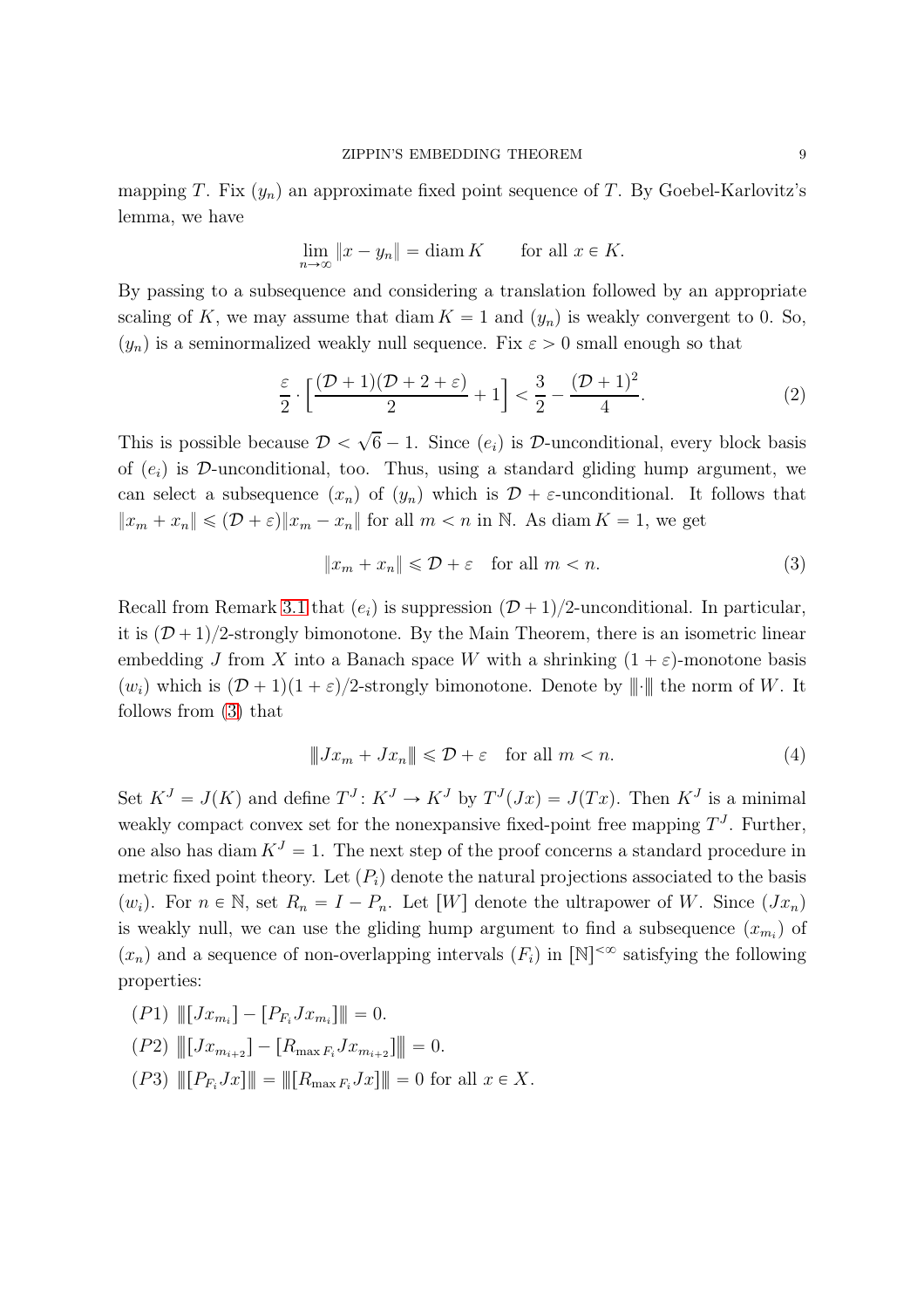mapping $T$. Fix $(y_n)$ an approximate fixed point sequence of $T$. By Goebel-Karlovitz's lemma, we have

$$\lim_{n\to\infty} \|x - y_n\| = \operatorname{diam} K \qquad \text{for all } x \in K.$$

By passing to a subsequence and considering a translation followed by an appropriate scaling of $K$, we may assume that $\operatorname{diam} K = 1$ and $(y_n)$ is weakly convergent to 0. So, $(y_n)$ is a seminormalized weakly null sequence. Fix $\varepsilon > 0$ small enough so that

$$\frac{\varepsilon}{2} \cdot \Big[ \frac{(\mathcal{D}+1)(\mathcal{D}+2+\varepsilon)}{2} + 1 \Big] < \frac{3}{2} - \frac{(\mathcal{D}+1)^2}{4}. \tag{2}$$

This is possible because $\mathcal{D} < \sqrt{6} - 1$. Since $(e_i)$ is $\mathcal{D}$-unconditional, every block basis of $(e_i)$ is $\mathcal{D}$-unconditional, too. Thus, using a standard gliding hump argument, we can select a subsequence $(x_n)$ of $(y_n)$ which is $\mathcal{D} + \varepsilon$-unconditional. It follows that $\|x_m + x_n\| \leqslant (\mathcal{D} + \varepsilon)\|x_m - x_n\|$ for all $m < n$ in $\mathbb{N}$. As $\operatorname{diam} K = 1$, we get

$$\|x_m + x_n\| \leqslant \mathcal{D} + \varepsilon \quad \text{for all } m < n. \tag{3}$$

Recall from Remark 3.1 that $(e_i)$ is suppression $(\mathcal{D}+1)/2$-unconditional. In particular, it is $(\mathcal{D}+1)/2$-strongly bimonotone. By the Main Theorem, there is an isometric linear embedding $J$ from $X$ into a Banach space $W$ with a shrinking $(1+\varepsilon)$-monotone basis $(w_i)$ which is $(\mathcal{D}+1)(1+\varepsilon)/2$-strongly bimonotone. Denote by $|\!|\!|\cdot|\!|\!|$ the norm of $W$. It follows from (3) that

$$|\!|\!| Jx_m + Jx_n |\!|\!| \leqslant \mathcal{D} + \varepsilon \quad \text{for all } m < n. \tag{4}$$

Set $K^J = J(K)$ and define $T^J : K^J \to K^J$ by $T^J(Jx) = J(Tx)$. Then $K^J$ is a minimal weakly compact convex set for the nonexpansive fixed-point free mapping $T^J$. Further, one also has $\operatorname{diam} K^J = 1$. The next step of the proof concerns a standard procedure in metric fixed point theory. Let $(P_i)$ denote the natural projections associated to the basis $(w_i)$. For $n \in \mathbb{N}$, set $R_n = I - P_n$. Let $[W]$ denote the ultrapower of $W$. Since $(Jx_n)$ is weakly null, we can use the gliding hump argument to find a subsequence $(x_{m_i})$ of $(x_n)$ and a sequence of non-overlapping intervals $(F_i)$ in $[\mathbb{N}]^{<\infty}$ satisfying the following properties:

- $(P1)$ $|\!|\!| [Jx_{m_i}] - [P_{F_i} Jx_{m_i}] |\!|\!| = 0$.
- $(P2)$ $|\!|\!| [Jx_{m_{i+2}}] - [R_{\max F_i} Jx_{m_{i+2}}] |\!|\!| = 0$.
- $(P3)$ $|\!|\!| [P_{F_i} Jx] |\!|\!| = |\!|\!| [R_{\max F_i} Jx] |\!|\!| = 0$ for all $x \in X$.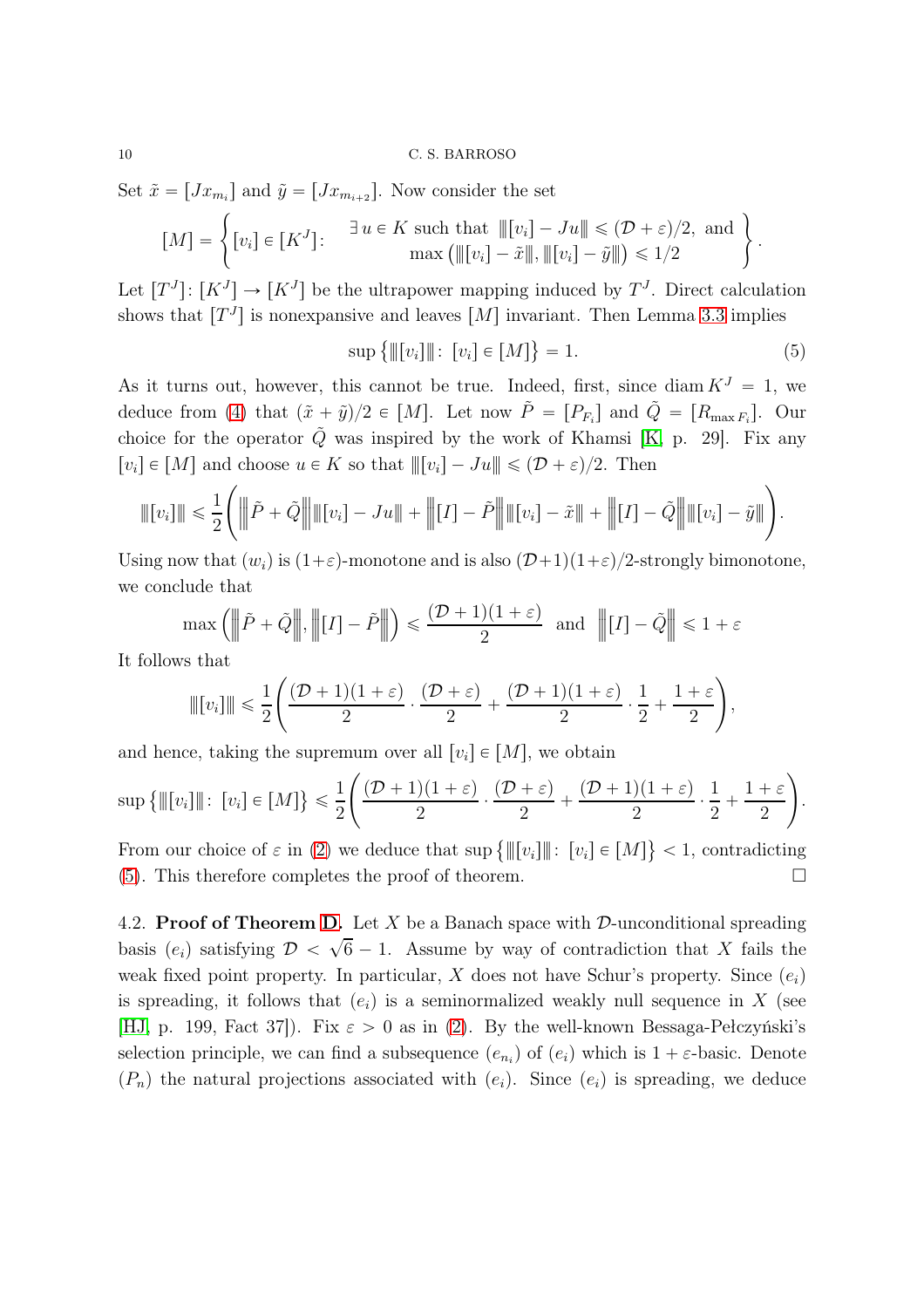Set $\tilde{x} = [Jx_{m_i}]$ and $\tilde{y} = [Jx_{m_{i+2}}]$. Now consider the set

$$[M] = \left\{ [v_i] \in [K^J] \colon \begin{array}{c} \exists\, u \in K \text{ such that } \left\|\!\left|[v_i] - Ju\right|\!\right\| \leqslant (\mathcal{D} + \varepsilon)/2, \text{ and} \\ \max\left( \left\|\!\left|[v_i] - \tilde{x}\right|\!\right\|, \left\|\!\left|[v_i] - \tilde{y}\right|\!\right\| \right) \leqslant 1/2 \end{array} \right\}.$$

Let $[T^J] \colon [K^J] \to [K^J]$ be the ultrapower mapping induced by $T^J$. Direct calculation shows that $[T^J]$ is nonexpansive and leaves $[M]$ invariant. Then Lemma 3.3 implies

$$\sup\left\{ \left\|\!\left|[v_i]\right|\!\right\| \colon [v_i] \in [M] \right\} = 1. \tag{5}$$

As it turns out, however, this cannot be true. Indeed, first, since $\operatorname{diam} K^J = 1$, we deduce from (4) that $(\tilde{x} + \tilde{y})/2 \in [M]$. Let now $\tilde{P} = [P_{F_i}]$ and $\tilde{Q} = [R_{\max F_i}]$. Our choice for the operator $\tilde{Q}$ was inspired by the work of Khamsi [K, p. 29]. Fix any $[v_i] \in [M]$ and choose $u \in K$ so that $\left\|\!\left|[v_i] - Ju\right|\!\right\| \leqslant (\mathcal{D} + \varepsilon)/2$. Then

$$\left\|\!\left|[v_i]\right|\!\right\| \leqslant \frac{1}{2}\Bigg( \left\|\!\left|\tilde{P} + \tilde{Q}\right|\!\right\| \left\|\!\left|[v_i] - Ju\right|\!\right\| + \left\|\!\left|[I] - \tilde{P}\right|\!\right\| \left\|\!\left|[v_i] - \tilde{x}\right|\!\right\| + \left\|\!\left|[I] - \tilde{Q}\right|\!\right\| \left\|\!\left|[v_i] - \tilde{y}\right|\!\right\| \Bigg).$$

Using now that $(w_i)$ is $(1+\varepsilon)$-monotone and is also $(\mathcal{D}+1)(1+\varepsilon)/2$-strongly bimonotone, we conclude that

$$\max\left( \left\|\!\left|\tilde{P} + \tilde{Q}\right|\!\right\|, \left\|\!\left|[I] - \tilde{P}\right|\!\right\| \right) \leqslant \frac{(\mathcal{D}+1)(1+\varepsilon)}{2} \quad \text{and} \quad \left\|\!\left|[I] - \tilde{Q}\right|\!\right\| \leqslant 1 + \varepsilon$$

It follows that

$$\left\|\!\left|[v_i]\right|\!\right\| \leqslant \frac{1}{2}\Bigg( \frac{(\mathcal{D}+1)(1+\varepsilon)}{2} \cdot \frac{(\mathcal{D}+\varepsilon)}{2} + \frac{(\mathcal{D}+1)(1+\varepsilon)}{2} \cdot \frac{1}{2} + \frac{1+\varepsilon}{2} \Bigg),$$

and hence, taking the supremum over all $[v_i] \in [M]$, we obtain

$$\sup\left\{ \left\|\!\left|[v_i]\right|\!\right\| \colon [v_i] \in [M] \right\} \leqslant \frac{1}{2}\Bigg( \frac{(\mathcal{D}+1)(1+\varepsilon)}{2} \cdot \frac{(\mathcal{D}+\varepsilon)}{2} + \frac{(\mathcal{D}+1)(1+\varepsilon)}{2} \cdot \frac{1}{2} + \frac{1+\varepsilon}{2} \Bigg).$$

From our choice of $\varepsilon$ in (2) we deduce that $\sup\left\{ \left\|\!\left|[v_i]\right|\!\right\| \colon [v_i] \in [M] \right\} < 1$, contradicting (5). This therefore completes the proof of theorem. $\square$

4.2. **Proof of Theorem D.** Let $X$ be a Banach space with $\mathcal{D}$-unconditional spreading basis $(e_i)$ satisfying $\mathcal{D} < \sqrt{6} - 1$. Assume by way of contradiction that $X$ fails the weak fixed point property. In particular, $X$ does not have Schur's property. Since $(e_i)$ is spreading, it follows that $(e_i)$ is a seminormalized weakly null sequence in $X$ (see [HJ, p. 199, Fact 37]). Fix $\varepsilon > 0$ as in (2). By the well-known Bessaga-Pełczyński's selection principle, we can find a subsequence $(e_{n_i})$ of $(e_i)$ which is $1 + \varepsilon$-basic. Denote $(P_n)$ the natural projections associated with $(e_i)$. Since $(e_i)$ is spreading, we deduce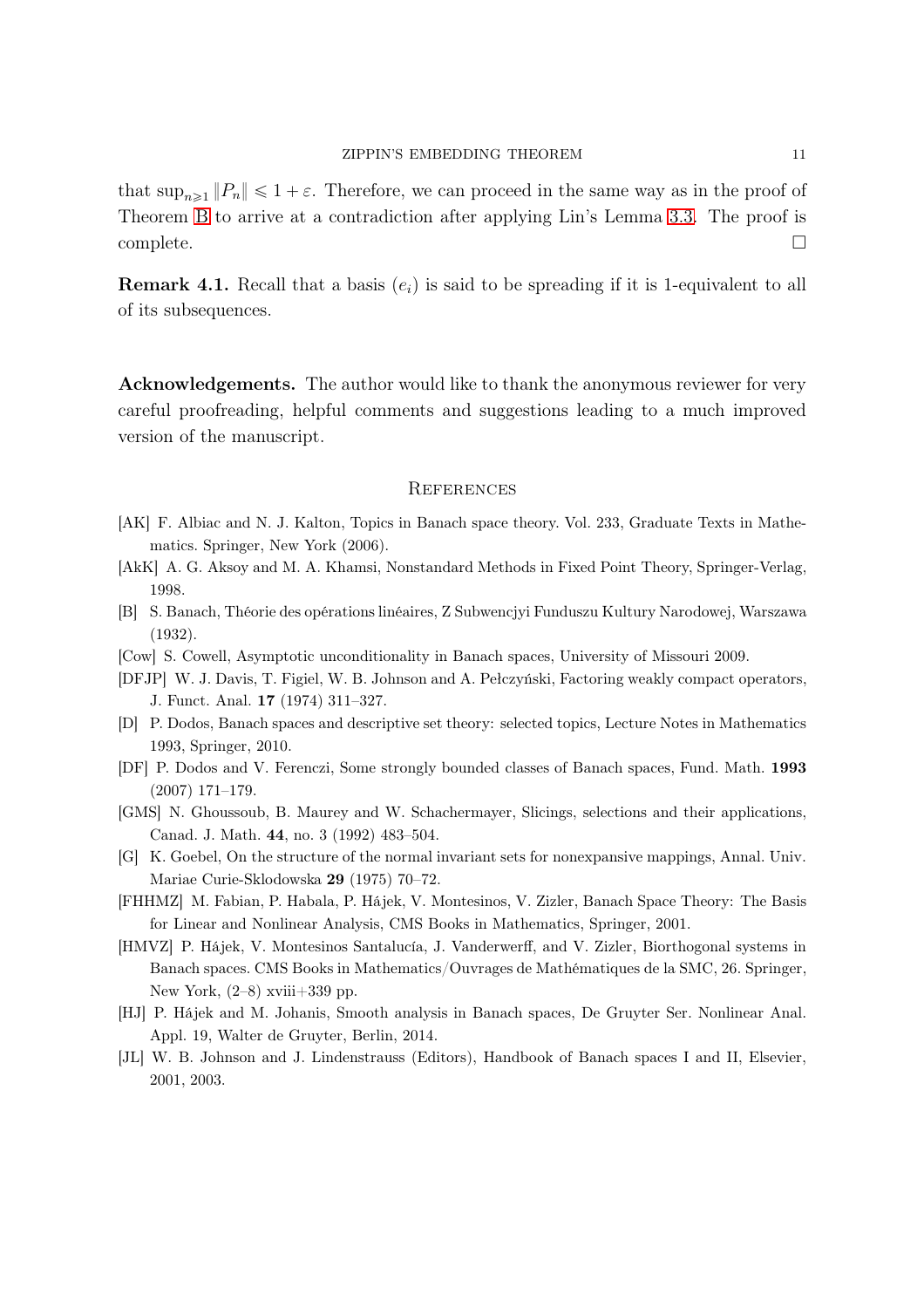that $\sup_{n\geqslant 1}\|P_n\| \leqslant 1+\varepsilon$. Therefore, we can proceed in the same way as in the proof of Theorem B to arrive at a contradiction after applying Lin's Lemma 3.3. The proof is complete. $\square$

**Remark 4.1.** Recall that a basis $(e_i)$ is said to be spreading if it is 1-equivalent to all of its subsequences.

**Acknowledgements.** The author would like to thank the anonymous reviewer for very careful proofreading, helpful comments and suggestions leading to a much improved version of the manuscript.

## References

[AK] F. Albiac and N. J. Kalton, Topics in Banach space theory. Vol. 233, Graduate Texts in Mathematics. Springer, New York (2006).

[AkK] A. G. Aksoy and M. A. Khamsi, Nonstandard Methods in Fixed Point Theory, Springer-Verlag, 1998.

[B] S. Banach, Théorie des opérations linéaires, Z Subwencjyi Funduszu Kultury Narodowej, Warszawa (1932).

[Cow] S. Cowell, Asymptotic unconditionality in Banach spaces, University of Missouri 2009.

[DFJP] W. J. Davis, T. Figiel, W. B. Johnson and A. Pełczyński, Factoring weakly compact operators, J. Funct. Anal. **17** (1974) 311–327.

[D] P. Dodos, Banach spaces and descriptive set theory: selected topics, Lecture Notes in Mathematics 1993, Springer, 2010.

[DF] P. Dodos and V. Ferenczi, Some strongly bounded classes of Banach spaces, Fund. Math. **1993** (2007) 171–179.

[GMS] N. Ghoussoub, B. Maurey and W. Schachermayer, Slicings, selections and their applications, Canad. J. Math. **44**, no. 3 (1992) 483–504.

[G] K. Goebel, On the structure of the normal invariant sets for nonexpansive mappings, Annal. Univ. Mariae Curie-Sklodowska **29** (1975) 70–72.

[FHHMZ] M. Fabian, P. Habala, P. Hájek, V. Montesinos, V. Zizler, Banach Space Theory: The Basis for Linear and Nonlinear Analysis, CMS Books in Mathematics, Springer, 2001.

[HMVZ] P. Hájek, V. Montesinos Santalucía, J. Vanderwerff, and V. Zizler, Biorthogonal systems in Banach spaces. CMS Books in Mathematics/Ouvrages de Mathématiques de la SMC, 26. Springer, New York, (2–8) xviii+339 pp.

[HJ] P. Hájek and M. Johanis, Smooth analysis in Banach spaces, De Gruyter Ser. Nonlinear Anal. Appl. 19, Walter de Gruyter, Berlin, 2014.

[JL] W. B. Johnson and J. Lindenstrauss (Editors), Handbook of Banach spaces I and II, Elsevier, 2001, 2003.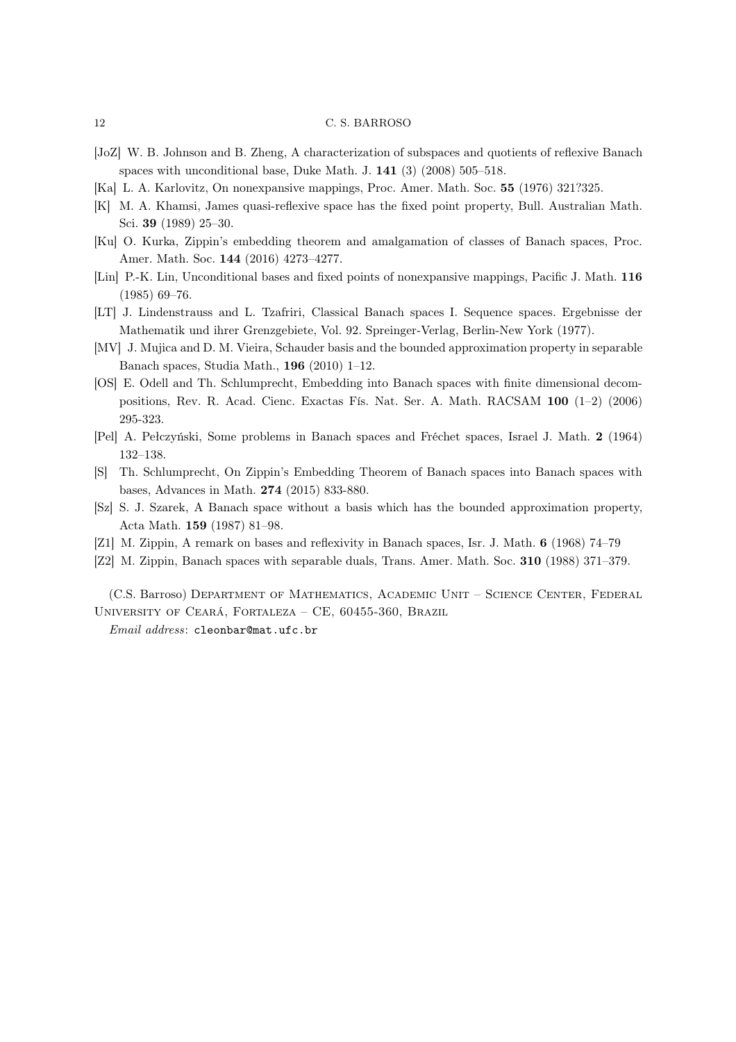[JoZ] W. B. Johnson and B. Zheng, A characterization of subspaces and quotients of reflexive Banach spaces with unconditional base, Duke Math. J. **141** (3) (2008) 505–518.

[Ka] L. A. Karlovitz, On nonexpansive mappings, Proc. Amer. Math. Soc. **55** (1976) 321?325.

[K] M. A. Khamsi, James quasi-reflexive space has the fixed point property, Bull. Australian Math. Sci. **39** (1989) 25–30.

[Ku] O. Kurka, Zippin's embedding theorem and amalgamation of classes of Banach spaces, Proc. Amer. Math. Soc. **144** (2016) 4273–4277.

[Lin] P.-K. Lin, Unconditional bases and fixed points of nonexpansive mappings, Pacific J. Math. **116** (1985) 69–76.

[LT] J. Lindenstrauss and L. Tzafriri, Classical Banach spaces I. Sequence spaces. Ergebnisse der Mathematik und ihrer Grenzgebiete, Vol. 92. Spreinger-Verlag, Berlin-New York (1977).

[MV] J. Mujica and D. M. Vieira, Schauder basis and the bounded approximation property in separable Banach spaces, Studia Math., **196** (2010) 1–12.

[OS] E. Odell and Th. Schlumprecht, Embedding into Banach spaces with finite dimensional decompositions, Rev. R. Acad. Cienc. Exactas Fís. Nat. Ser. A. Math. RACSAM **100** (1–2) (2006) 295-323.

[Pel] A. Pełczyński, Some problems in Banach spaces and Fréchet spaces, Israel J. Math. **2** (1964) 132–138.

[S] Th. Schlumprecht, On Zippin's Embedding Theorem of Banach spaces into Banach spaces with bases, Advances in Math. **274** (2015) 833-880.

[Sz] S. J. Szarek, A Banach space without a basis which has the bounded approximation property, Acta Math. **159** (1987) 81–98.

[Z1] M. Zippin, A remark on bases and reflexivity in Banach spaces, Isr. J. Math. **6** (1968) 74–79

[Z2] M. Zippin, Banach spaces with separable duals, Trans. Amer. Math. Soc. **310** (1988) 371–379.

(C.S. Barroso) Department of Mathematics, Academic Unit – Science Center, Federal University of Ceará, Fortaleza – CE, 60455-360, Brazil

*Email address*: cleonbar@mat.ufc.br